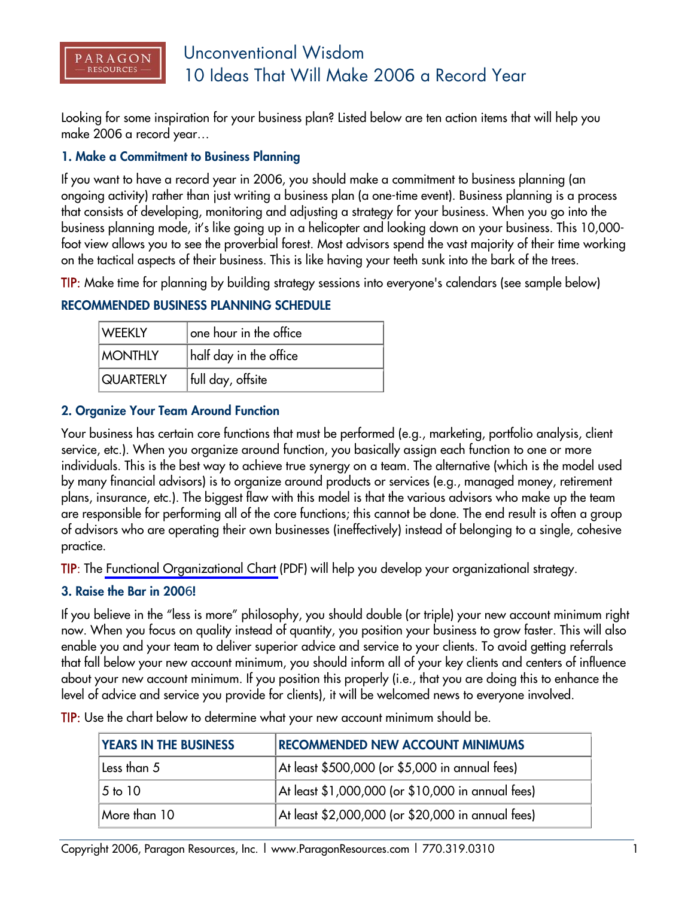# Unconventional Wisdom
## 10 Ideas That Will Make 2006 a Record Year

Looking for some inspiration for your business plan? Listed below are ten action items that will help you make 2006 a record year…

### 1. Make a Commitment to Business Planning

If you want to have a record year in 2006, you should make a commitment to business planning (an ongoing activity) rather than just writing a business plan (a one-time event). Business planning is a process that consists of developing, monitoring and adjusting a strategy for your business. When you go into the business planning mode, it's like going up in a helicopter and looking down on your business. This 10,000-foot view allows you to see the proverbial forest. Most advisors spend the vast majority of their time working on the tactical aspects of their business. This is like having your teeth sunk into the bark of the trees.

**TIP**: Make time for planning by building strategy sessions into everyone's calendars (see sample below)

**RECOMMENDED BUSINESS PLANNING SCHEDULE**

| | |
|---|---|
| WEEKLY | one hour in the office |
| MONTHLY | half day in the office |
| QUARTERLY | full day, offsite |

### 2. Organize Your Team Around Function

Your business has certain core functions that must be performed (e.g., marketing, portfolio analysis, client service, etc.). When you organize around function, you basically assign each function to one or more individuals. This is the best way to achieve true synergy on a team. The alternative (which is the model used by many financial advisors) is to organize around products or services (e.g., managed money, retirement plans, insurance, etc.). The biggest flaw with this model is that the various advisors who make up the team are responsible for performing all of the core functions; this cannot be done. The end result is often a group of advisors who are operating their own businesses (ineffectively) instead of belonging to a single, cohesive practice.

**TIP**: The Functional Organizational Chart (PDF) will help you develop your organizational strategy.

### 3. Raise the Bar in 2006!

If you believe in the "less is more" philosophy, you should double (or triple) your new account minimum right now. When you focus on quality instead of quantity, you position your business to grow faster. This will also enable you and your team to deliver superior advice and service to your clients. To avoid getting referrals that fall below your new account minimum, you should inform all of your key clients and centers of influence about your new account minimum. If you position this properly (i.e., that you are doing this to enhance the level of advice and service you provide for clients), it will be welcomed news to everyone involved.

**TIP:** Use the chart below to determine what your new account minimum should be.

| YEARS IN THE BUSINESS | RECOMMENDED NEW ACCOUNT MINIMUMS |
|---|---|
| Less than 5 | At least $500,000 (or $5,000 in annual fees) |
| 5 to 10 | At least $1,000,000 (or $10,000 in annual fees) |
| More than 10 | At least $2,000,000 (or $20,000 in annual fees) |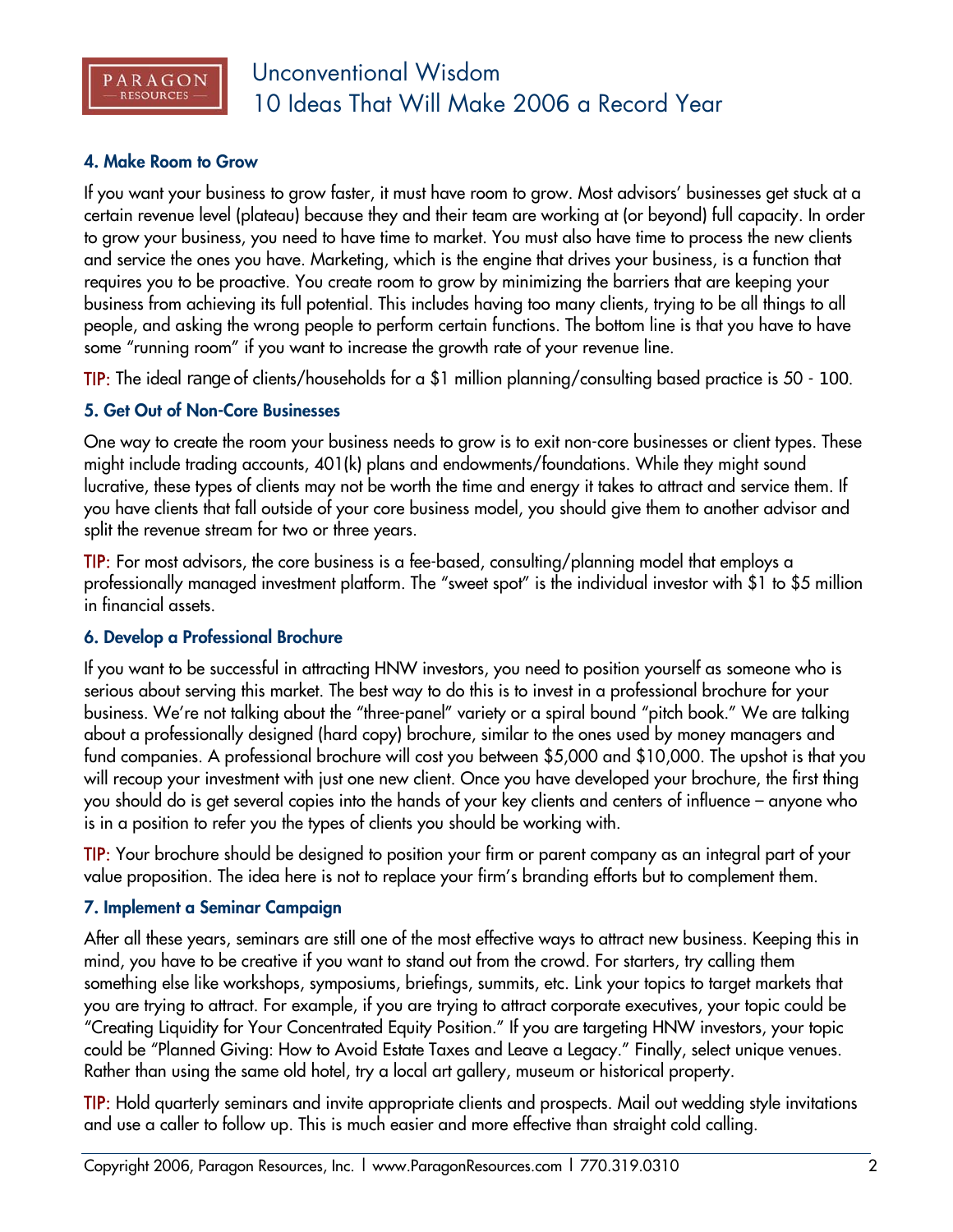### 4. Make Room to Grow

If you want your business to grow faster, it must have room to grow. Most advisors' businesses get stuck at a certain revenue level (plateau) because they and their team are working at (or beyond) full capacity. In order to grow your business, you need to have time to market. You must also have time to process the new clients and service the ones you have. Marketing, which is the engine that drives your business, is a function that requires you to be proactive. You create room to grow by minimizing the barriers that are keeping your business from achieving its full potential. This includes having too many clients, trying to be all things to all people, and asking the wrong people to perform certain functions. The bottom line is that you have to have some "running room" if you want to increase the growth rate of your revenue line.

**TIP:** The ideal range of clients/households for a $1 million planning/consulting based practice is 50 - 100.

### 5. Get Out of Non-Core Businesses

One way to create the room your business needs to grow is to exit non-core businesses or client types. These might include trading accounts, 401(k) plans and endowments/foundations. While they might sound lucrative, these types of clients may not be worth the time and energy it takes to attract and service them. If you have clients that fall outside of your core business model, you should give them to another advisor and split the revenue stream for two or three years.

**TIP:** For most advisors, the core business is a fee-based, consulting/planning model that employs a professionally managed investment platform. The "sweet spot" is the individual investor with $1 to $5 million in financial assets.

### 6. Develop a Professional Brochure

If you want to be successful in attracting HNW investors, you need to position yourself as someone who is serious about serving this market. The best way to do this is to invest in a professional brochure for your business. We're not talking about the "three-panel" variety or a spiral bound "pitch book." We are talking about a professionally designed (hard copy) brochure, similar to the ones used by money managers and fund companies. A professional brochure will cost you between $5,000 and $10,000. The upshot is that you will recoup your investment with just one new client. Once you have developed your brochure, the first thing you should do is get several copies into the hands of your key clients and centers of influence – anyone who is in a position to refer you the types of clients you should be working with.

**TIP:** Your brochure should be designed to position your firm or parent company as an integral part of your value proposition. The idea here is not to replace your firm's branding efforts but to complement them.

### 7. Implement a Seminar Campaign

After all these years, seminars are still one of the most effective ways to attract new business. Keeping this in mind, you have to be creative if you want to stand out from the crowd. For starters, try calling them something else like workshops, symposiums, briefings, summits, etc. Link your topics to target markets that you are trying to attract. For example, if you are trying to attract corporate executives, your topic could be "Creating Liquidity for Your Concentrated Equity Position." If you are targeting HNW investors, your topic could be "Planned Giving: How to Avoid Estate Taxes and Leave a Legacy." Finally, select unique venues. Rather than using the same old hotel, try a local art gallery, museum or historical property.

**TIP:** Hold quarterly seminars and invite appropriate clients and prospects. Mail out wedding style invitations and use a caller to follow up. This is much easier and more effective than straight cold calling.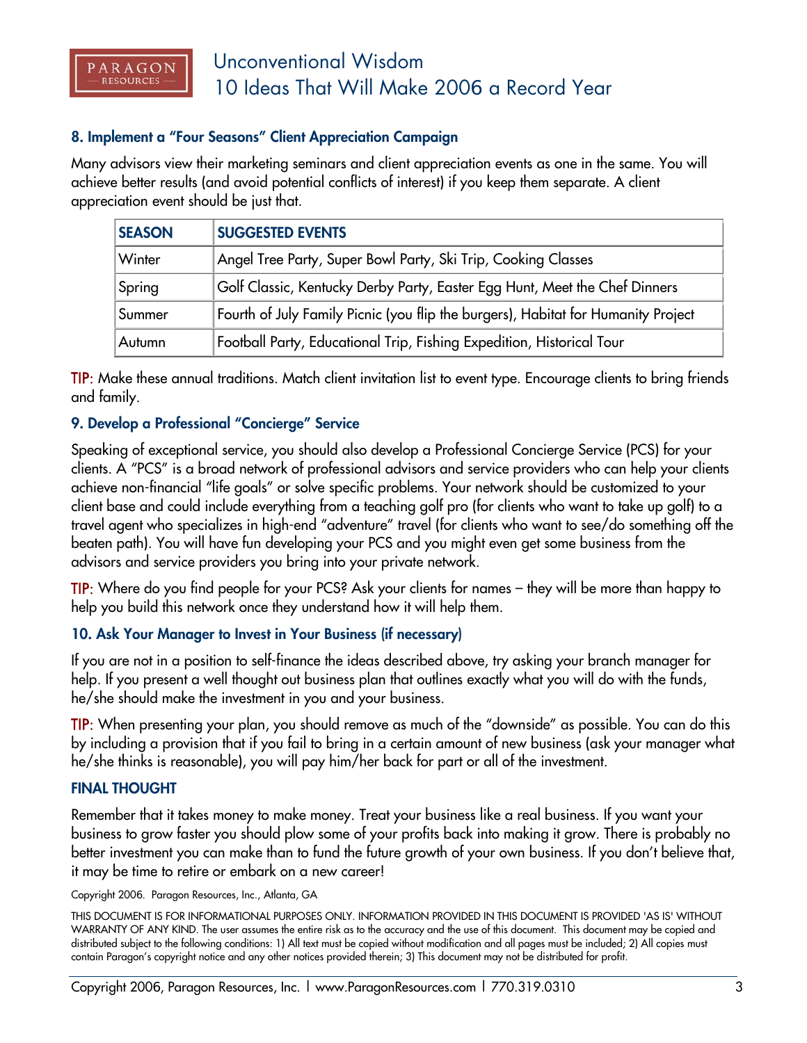### 8. Implement a "Four Seasons" Client Appreciation Campaign

Many advisors view their marketing seminars and client appreciation events as one in the same. You will achieve better results (and avoid potential conflicts of interest) if you keep them separate. A client appreciation event should be just that.

| SEASON | SUGGESTED EVENTS |
|---|---|
| Winter | Angel Tree Party, Super Bowl Party, Ski Trip, Cooking Classes |
| Spring | Golf Classic, Kentucky Derby Party, Easter Egg Hunt, Meet the Chef Dinners |
| Summer | Fourth of July Family Picnic (you flip the burgers), Habitat for Humanity Project |
| Autumn | Football Party, Educational Trip, Fishing Expedition, Historical Tour |

**TIP:** Make these annual traditions. Match client invitation list to event type. Encourage clients to bring friends and family.

### 9. Develop a Professional "Concierge" Service

Speaking of exceptional service, you should also develop a Professional Concierge Service (PCS) for your clients. A "PCS" is a broad network of professional advisors and service providers who can help your clients achieve non-financial "life goals" or solve specific problems. Your network should be customized to your client base and could include everything from a teaching golf pro (for clients who want to take up golf) to a travel agent who specializes in high-end "adventure" travel (for clients who want to see/do something off the beaten path). You will have fun developing your PCS and you might even get some business from the advisors and service providers you bring into your private network.

**TIP:** Where do you find people for your PCS? Ask your clients for names – they will be more than happy to help you build this network once they understand how it will help them.

### 10. Ask Your Manager to Invest in Your Business (if necessary)

If you are not in a position to self-finance the ideas described above, try asking your branch manager for help. If you present a well thought out business plan that outlines exactly what you will do with the funds, he/she should make the investment in you and your business.

**TIP:** When presenting your plan, you should remove as much of the "downside" as possible. You can do this by including a provision that if you fail to bring in a certain amount of new business (ask your manager what he/she thinks is reasonable), you will pay him/her back for part or all of the investment.

### FINAL THOUGHT

Remember that it takes money to make money. Treat your business like a real business. If you want your business to grow faster you should plow some of your profits back into making it grow. There is probably no better investment you can make than to fund the future growth of your own business. If you don't believe that, it may be time to retire or embark on a new career!

Copyright 2006. Paragon Resources, Inc., Atlanta, GA

THIS DOCUMENT IS FOR INFORMATIONAL PURPOSES ONLY. INFORMATION PROVIDED IN THIS DOCUMENT IS PROVIDED 'AS IS' WITHOUT WARRANTY OF ANY KIND. The user assumes the entire risk as to the accuracy and the use of this document. This document may be copied and distributed subject to the following conditions: 1) All text must be copied without modification and all pages must be included; 2) All copies must contain Paragon's copyright notice and any other notices provided therein; 3) This document may not be distributed for profit.